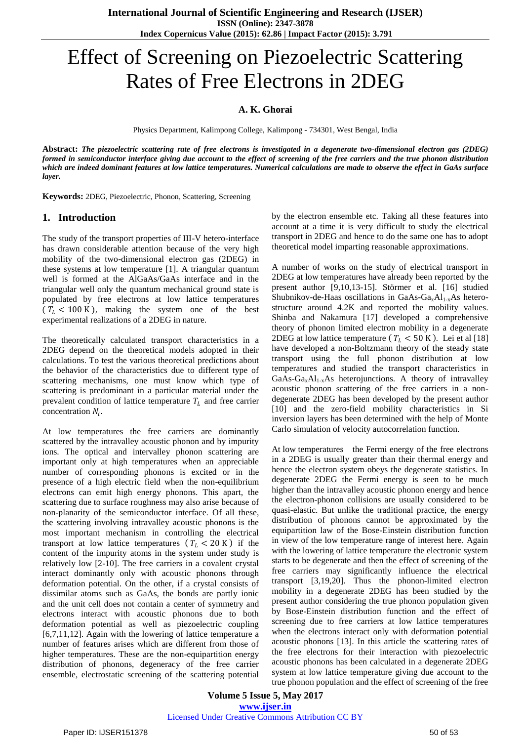# Effect of Screening on Piezoelectric Scattering Rates of Free Electrons in 2DEG

**A. K. Ghorai**

Physics Department, Kalimpong College, Kalimpong - 734301, West Bengal, India

**Abstract:** ***The piezoelectric scattering rate of free electrons is investigated in a degenerate two-dimensional electron gas (2DEG) formed in semiconductor interface giving due account to the effect of screening of the free carriers and the true phonon distribution which are indeed dominant features at low lattice temperatures. Numerical calculations are made to observe the effect in GaAs surface layer.***

**Keywords:** 2DEG, Piezoelectric, Phonon, Scattering, Screening

## 1. Introduction

The study of the transport properties of III-V hetero-interface has drawn considerable attention because of the very high mobility of the two-dimensional electron gas (2DEG) in these systems at low temperature [1]. A triangular quantum well is formed at the AlGaAs/GaAs interface and in the triangular well only the quantum mechanical ground state is populated by free electrons at low lattice temperatures ($T_L < 100\,\mathrm{K}$), making the system one of the best experimental realizations of a 2DEG in nature.

The theoretically calculated transport characteristics in a 2DEG depend on the theoretical models adopted in their calculations. To test the various theoretical predictions about the behavior of the characteristics due to different type of scattering mechanisms, one must know which type of scattering is predominant in a particular material under the prevalent condition of lattice temperature $T_L$ and free carrier concentration $N_i$.

At low temperatures the free carriers are dominantly scattered by the intravalley acoustic phonon and by impurity ions. The optical and intervalley phonon scattering are important only at high temperatures when an appreciable number of corresponding phonons is excited or in the presence of a high electric field when the non-equilibrium electrons can emit high energy phonons. This apart, the scattering due to surface roughness may also arise because of non-planarity of the semiconductor interface. Of all these, the scattering involving intravalley acoustic phonons is the most important mechanism in controlling the electrical transport at low lattice temperatures ($T_L < 20\,\mathrm{K}$) if the content of the impurity atoms in the system under study is relatively low [2-10]. The free carriers in a covalent crystal interact dominantly only with acoustic phonons through deformation potential. On the other, if a crystal consists of dissimilar atoms such as GaAs, the bonds are partly ionic and the unit cell does not contain a center of symmetry and electrons interact with acoustic phonons due to both deformation potential as well as piezoelectric coupling [6,7,11,12]. Again with the lowering of lattice temperature a number of features arises which are different from those of higher temperatures. These are the non-equipartition energy distribution of phonons, degeneracy of the free carrier ensemble, electrostatic screening of the scattering potential by the electron ensemble etc. Taking all these features into account at a time it is very difficult to study the electrical transport in 2DEG and hence to do the same one has to adopt theoretical model imparting reasonable approximations.

A number of works on the study of electrical transport in 2DEG at low temperatures have already been reported by the present author [9,10,13-15]. Störmer et al. [16] studied Shubnikov-de-Haas oscillations in GaAs-$Ga_xAl_{1-x}As$ hetero-structure around 4.2K and reported the mobility values. Shinba and Nakamura [17] developed a comprehensive theory of phonon limited electron mobility in a degenerate 2DEG at low lattice temperature ($T_L < 50\,\mathrm{K}$). Lei et al [18] have developed a non-Boltzmann theory of the steady state transport using the full phonon distribution at low temperatures and studied the transport characteristics in GaAs-$Ga_xAl_{1-x}As$ heterojunctions. A theory of intravalley acoustic phonon scattering of the free carriers in a non-degenerate 2DEG has been developed by the present author [10] and the zero-field mobility characteristics in Si inversion layers has been determined with the help of Monte Carlo simulation of velocity autocorrelation function.

At low temperatures the Fermi energy of the free electrons in a 2DEG is usually greater than their thermal energy and hence the electron system obeys the degenerate statistics. In degenerate 2DEG the Fermi energy is seen to be much higher than the intravalley acoustic phonon energy and hence the electron-phonon collisions are usually considered to be quasi-elastic. But unlike the traditional practice, the energy distribution of phonons cannot be approximated by the equipartition law of the Bose-Einstein distribution function in view of the low temperature range of interest here. Again with the lowering of lattice temperature the electronic system starts to be degenerate and then the effect of screening of the free carriers may significantly influence the electrical transport [3,19,20]. Thus the phonon-limited electron mobility in a degenerate 2DEG has been studied by the present author considering the true phonon population given by Bose-Einstein distribution function and the effect of screening due to free carriers at low lattice temperatures when the electrons interact only with deformation potential acoustic phonons [13]. In this article the scattering rates of the free electrons for their interaction with piezoelectric acoustic phonons has been calculated in a degenerate 2DEG system at low lattice temperature giving due account to the true phonon population and the effect of screening of the free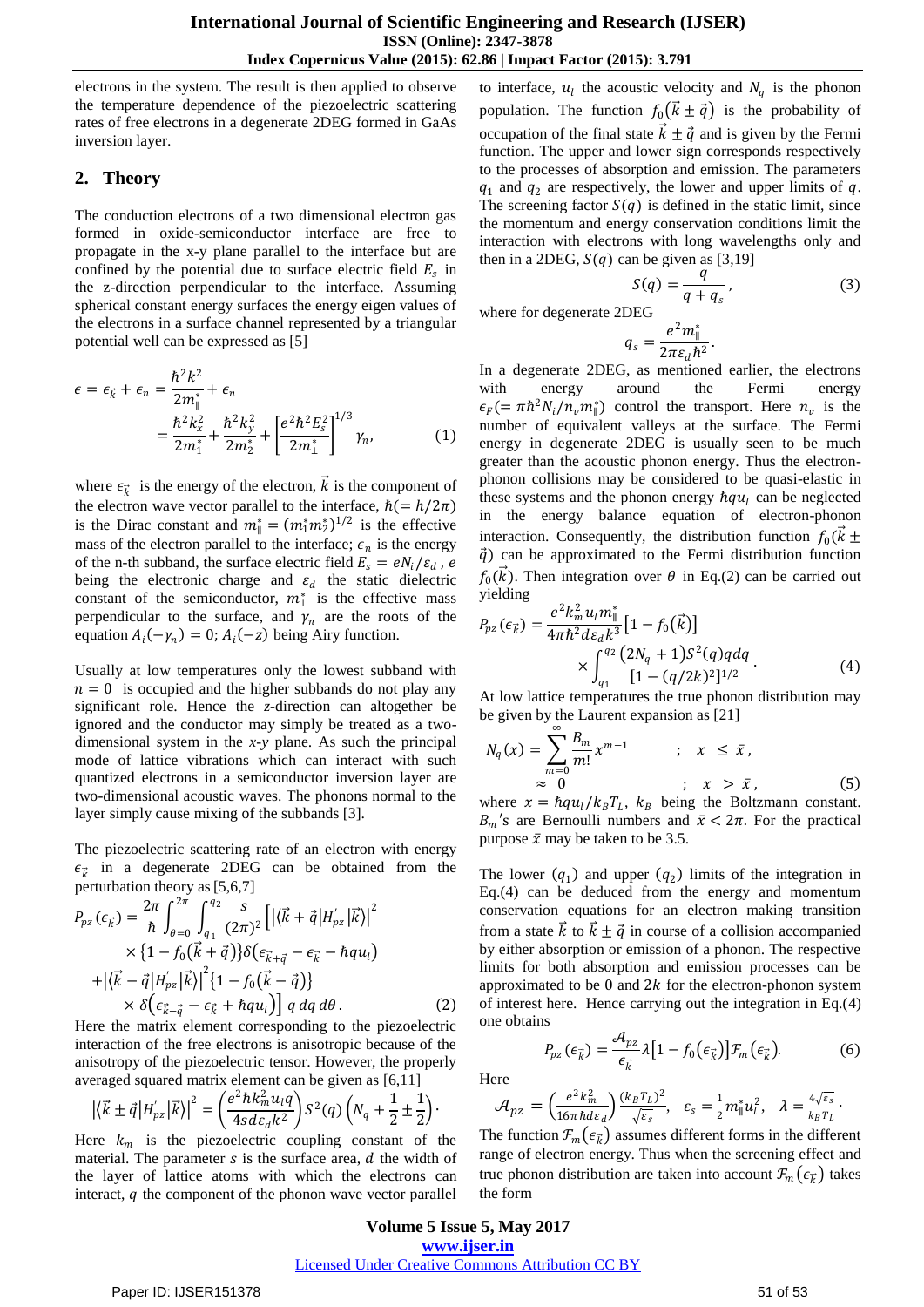electrons in the system. The result is then applied to observe the temperature dependence of the piezoelectric scattering rates of free electrons in a degenerate 2DEG formed in GaAs inversion layer.

## 2. Theory

The conduction electrons of a two dimensional electron gas formed in oxide-semiconductor interface are free to propagate in the x-y plane parallel to the interface but are confined by the potential due to surface electric field $E_s$ in the z-direction perpendicular to the interface. Assuming spherical constant energy surfaces the energy eigen values of the electrons in a surface channel represented by a triangular potential well can be expressed as [5]

$$\epsilon = \epsilon_{\vec{k}} + \epsilon_n = \frac{\hbar^2 k^2}{2m_\parallel^*} + \epsilon_n = \frac{\hbar^2 k_x^2}{2m_1^*} + \frac{\hbar^2 k_y^2}{2m_2^*} + \left[\frac{e^2\hbar^2 E_s^2}{2m_\perp^*}\right]^{1/3} \gamma_n, \qquad (1)$$

where $\epsilon_{\vec{k}}$ is the energy of the electron, $\vec{k}$ is the component of the electron wave vector parallel to the interface, $\hbar(= h/2\pi)$ is the Dirac constant and $m_\parallel^* = (m_1^* m_2^*)^{1/2}$ is the effective mass of the electron parallel to the interface; $\epsilon_n$ is the energy of the n-th subband, the surface electric field $E_s = eN_i/\varepsilon_d$ , $e$ being the electronic charge and $\varepsilon_d$ the static dielectric constant of the semiconductor, $m_\perp^*$ is the effective mass perpendicular to the surface, and $\gamma_n$ are the roots of the equation $A_i(-\gamma_n) = 0$; $A_i(-z)$ being Airy function.

Usually at low temperatures only the lowest subband with $n = 0$ is occupied and the higher subbands do not play any significant role. Hence the *z*-direction can altogether be ignored and the conductor may simply be treated as a two-dimensional system in the *x-y* plane. As such the principal mode of lattice vibrations which can interact with such quantized electrons in a semiconductor inversion layer are two-dimensional acoustic waves. The phonons normal to the layer simply cause mixing of the subbands [3].

The piezoelectric scattering rate of an electron with energy $\epsilon_{\vec{k}}$ in a degenerate 2DEG can be obtained from the perturbation theory as [5,6,7]

$$P_{pz}(\epsilon_{\vec{k}}) = \frac{2\pi}{\hbar}\int_{\theta=0}^{2\pi}\int_{q_1}^{q_2}\frac{s}{(2\pi)^2}\Big[\left|\langle\vec{k}+\vec{q}|H_{pz}^{'}|\vec{k}\rangle\right|^2 \times\{1-f_0(\vec{k}+\vec{q})\}\delta(\epsilon_{\vec{k}+\vec{q}}-\epsilon_{\vec{k}}-\hbar q u_l) + \left|\langle\vec{k}-\vec{q}|H_{pz}^{'}|\vec{k}\rangle\right|^2\{1-f_0(\vec{k}-\vec{q})\} \times\delta\left(\epsilon_{\vec{k}-\vec{q}}-\epsilon_{\vec{k}}+\hbar q u_l\right)\Big]\, q\, dq\, d\theta\,. \qquad (2)$$

Here the matrix element corresponding to the piezoelectric interaction of the free electrons is anisotropic because of the anisotropy of the piezoelectric tensor. However, the properly averaged squared matrix element can be given as [6,11]

$$\left|\langle\vec{k}\pm\vec{q}|H_{pz}^{'}|\vec{k}\rangle\right|^2 = \left(\frac{e^2\hbar k_m^2 u_l q}{4sd\varepsilon_d k^2}\right)S^2(q)\left(N_q+\frac{1}{2}\pm\frac{1}{2}\right).$$

Here $k_m$ is the piezoelectric coupling constant of the material. The parameter $s$ is the surface area, $d$ the width of the layer of lattice atoms with which the electrons can interact, $q$ the component of the phonon wave vector parallel to interface, $u_l$ the acoustic velocity and $N_q$ is the phonon population. The function $f_0(\vec{k}\pm\vec{q})$ is the probability of occupation of the final state $\vec{k}\pm\vec{q}$ and is given by the Fermi function. The upper and lower sign corresponds respectively to the processes of absorption and emission. The parameters $q_1$ and $q_2$ are respectively, the lower and upper limits of $q$. The screening factor $S(q)$ is defined in the static limit, since the momentum and energy conservation conditions limit the interaction with electrons with long wavelengths only and then in a 2DEG, $S(q)$ can be given as [3,19]

$$S(q) = \frac{q}{q+q_s}, \qquad (3)$$

where for degenerate 2DEG

$$q_s = \frac{e^2 m_\parallel^*}{2\pi\varepsilon_d\hbar^2}.$$

In a degenerate 2DEG, as mentioned earlier, the electrons with energy around the Fermi energy $\epsilon_F(=\pi\hbar^2 N_i/n_v m_\parallel^*)$ control the transport. Here $n_v$ is the number of equivalent valleys at the surface. The Fermi energy in degenerate 2DEG is usually seen to be much greater than the acoustic phonon energy. Thus the electron-phonon collisions may be considered to be quasi-elastic in these systems and the phonon energy $\hbar q u_l$ can be neglected in the energy balance equation of electron-phonon interaction. Consequently, the distribution function $f_0(\vec{k}\pm\vec{q})$ can be approximated to the Fermi distribution function $f_0(\vec{k})$. Then integration over $\theta$ in Eq.(2) can be carried out yielding

$$P_{pz}(\epsilon_{\vec{k}}) = \frac{e^2 k_m^2 u_l m_\parallel^*}{4\pi\hbar^2 d\varepsilon_d k^3}\left[1-f_0(\vec{k})\right] \times\int_{q_1}^{q_2}\frac{(2N_q+1)S^2(q)qdq}{[1-(q/2k)^2]^{1/2}}. \qquad (4)$$

At low lattice temperatures the true phonon distribution may be given by the Laurent expansion as [21]

$$N_q(x) = \sum_{m=0}^{\infty}\frac{B_m}{m!}x^{m-1} \qquad ; \quad x \le \bar{x},$$
$$\approx 0 \qquad ; \quad x > \bar{x}, \qquad (5)$$

where $x = \hbar q u_l/k_B T_L$, $k_B$ being the Boltzmann constant. $B_m$'s are Bernoulli numbers and $\bar{x} < 2\pi$. For the practical purpose $\bar{x}$ may be taken to be 3.5.

The lower $(q_1)$ and upper $(q_2)$ limits of the integration in Eq.(4) can be deduced from the energy and momentum conservation equations for an electron making transition from a state $\vec{k}$ to $\vec{k}\pm\vec{q}$ in course of a collision accompanied by either absorption or emission of a phonon. The respective limits for both absorption and emission processes can be approximated to be 0 and $2k$ for the electron-phonon system of interest here. Hence carrying out the integration in Eq.(4) one obtains

$$P_{pz}(\epsilon_{\vec{k}}) = \frac{\mathcal{A}_{pz}}{\epsilon_{\vec{k}}}\lambda\left[1-f_0(\epsilon_{\vec{k}})\right]\mathcal{F}_m(\epsilon_{\vec{k}}). \qquad (6)$$

Here

$$\mathcal{A}_{pz} = \left(\frac{e^2 k_m^2}{16\pi\hbar d\varepsilon_d}\right)\frac{(k_B T_L)^2}{\sqrt{\varepsilon_s}}, \quad \varepsilon_s = \frac{1}{2}m_\parallel^* u_l^2, \quad \lambda = \frac{4\sqrt{\varepsilon_s}}{k_B T_L}.$$

The function $\mathcal{F}_m(\epsilon_{\vec{k}})$ assumes different forms in the different range of electron energy. Thus when the screening effect and true phonon distribution are taken into account $\mathcal{F}_m(\epsilon_{\vec{k}})$ takes the form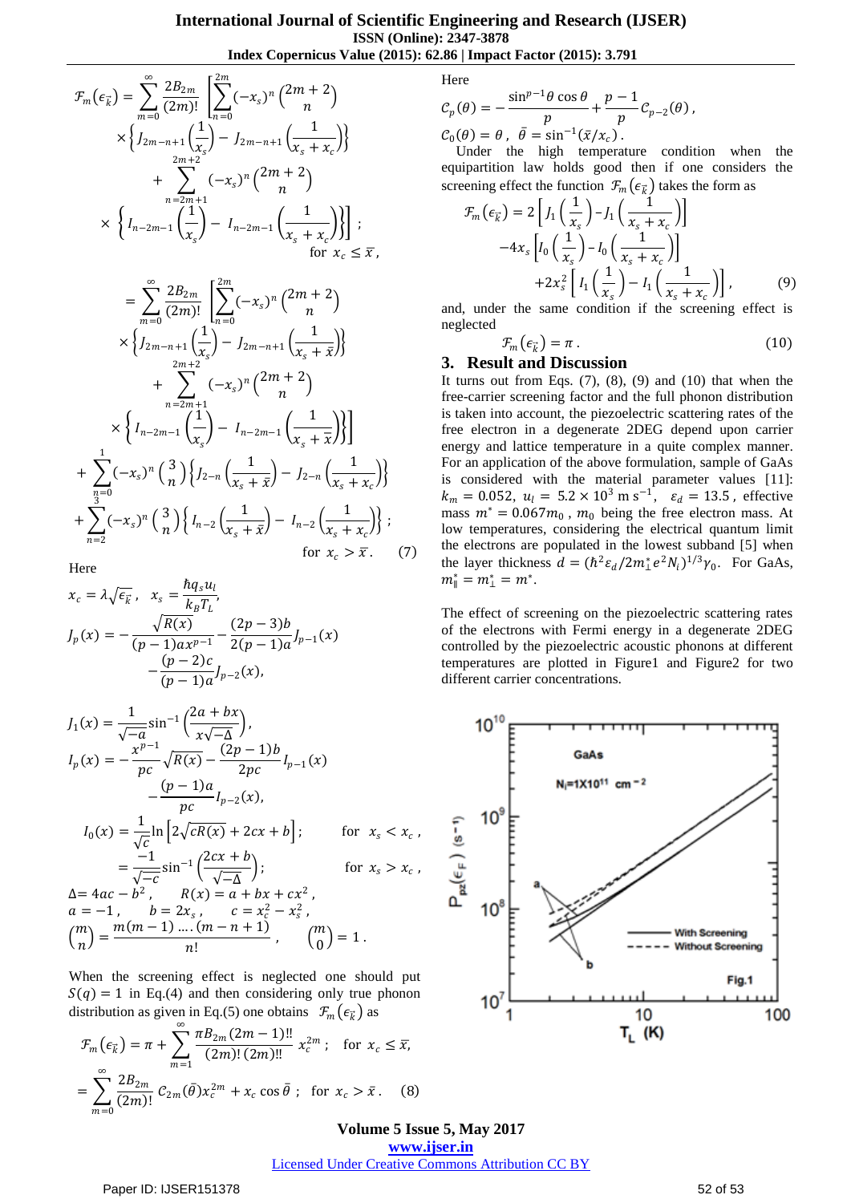$$\mathcal{F}_m(\epsilon_{\vec{k}}) = \sum_{m=0}^{\infty} \frac{2B_{2m}}{(2m)!} \left[ \sum_{n=0}^{2m} (-x_s)^n \binom{2m+2}{n} \times \left\{ J_{2m-n+1}\left(\frac{1}{x_s}\right) - J_{2m-n+1}\left(\frac{1}{x_s + x_c}\right) \right\} + \sum_{n=2m+1}^{2m+2} (-x_s)^n \binom{2m+2}{n} \times \left\{ I_{n-2m-1}\left(\frac{1}{x_s}\right) - I_{n-2m-1}\left(\frac{1}{x_s + x_c}\right) \right\} \right] ; \quad \text{for } x_c \le \bar{x},$$

$$= \sum_{m=0}^{\infty} \frac{2B_{2m}}{(2m)!} \left[ \sum_{n=0}^{2m} (-x_s)^n \binom{2m+2}{n} \times \left\{ J_{2m-n+1}\left(\frac{1}{x_s}\right) - J_{2m-n+1}\left(\frac{1}{x_s + \bar{x}}\right) \right\} + \sum_{n=2m+1}^{2m+2} (-x_s)^n \binom{2m+2}{n} \times \left\{ I_{n-2m-1}\left(\frac{1}{x_s}\right) - I_{n-2m-1}\left(\frac{1}{x_s + \bar{x}}\right) \right\} \right] + \sum_{n=0}^{1} (-x_s)^n \binom{3}{n} \left\{ J_{2-n}\left(\frac{1}{x_s + \bar{x}}\right) - J_{2-n}\left(\frac{1}{x_s + x_c}\right) \right\} + \sum_{n=2}^{3} (-x_s)^n \binom{3}{n} \left\{ I_{n-2}\left(\frac{1}{x_s + \bar{x}}\right) - I_{n-2}\left(\frac{1}{x_s + x_c}\right) \right\} ; \quad \text{for } x_c > \bar{x}. \quad (7)$$

Here

$$x_c = \lambda\sqrt{\epsilon_{\vec{k}}}\,, \quad x_s = \frac{\hbar q_s u_l}{k_B T_L},$$

$$J_p(x) = -\frac{\sqrt{R(x)}}{(p-1)ax^{p-1}} - \frac{(2p-3)b}{2(p-1)a} J_{p-1}(x) - \frac{(p-2)c}{(p-1)a} J_{p-2}(x),$$

$$J_1(x) = \frac{1}{\sqrt{-a}} \sin^{-1}\left(\frac{2a+bx}{x\sqrt{-\Delta}}\right),$$

$$I_p(x) = -\frac{x^{p-1}}{pc}\sqrt{R(x)} - \frac{(2p-1)b}{2pc} I_{p-1}(x) - \frac{(p-1)a}{pc} I_{p-2}(x),$$

$$I_0(x) = \frac{1}{\sqrt{c}} \ln\left[2\sqrt{cR(x)} + 2cx + b\right]; \quad \text{for } x_s < x_c,$$

$$= \frac{-1}{\sqrt{-c}} \sin^{-1}\left(\frac{2cx+b}{\sqrt{-\Delta}}\right); \quad \text{for } x_s > x_c,$$

$\Delta = 4ac - b^2$, $R(x) = a + bx + cx^2$,
$a = -1$, $b = 2x_s$, $c = x_c^2 - x_s^2$,

$$\binom{m}{n} = \frac{m(m-1)\ldots(m-n+1)}{n!}, \quad \binom{m}{0} = 1.$$

When the screening effect is neglected one should put $S(q) = 1$ in Eq.(4) and then considering only true phonon distribution as given in Eq.(5) one obtains $\mathcal{F}_m(\epsilon_{\vec{k}})$ as

$$\mathcal{F}_m(\epsilon_{\vec{k}}) = \pi + \sum_{m=1}^{\infty} \frac{\pi B_{2m}(2m-1)!!}{(2m)!\,(2m)!!} x_c^{2m}; \quad \text{for } x_c \le \bar{x},$$

$$= \sum_{m=0}^{\infty} \frac{2B_{2m}}{(2m)!} \mathcal{C}_{2m}(\bar{\theta}) x_c^{2m} + x_c \cos\bar{\theta}\,; \quad \text{for } x_c > \bar{x}. \quad (8)$$

Here

$$\mathcal{C}_p(\theta) = -\frac{\sin^{p-1}\theta\cos\theta}{p} + \frac{p-1}{p}\mathcal{C}_{p-2}(\theta),$$

$$\mathcal{C}_0(\theta) = \theta, \quad \bar{\theta} = \sin^{-1}(\bar{x}/x_c).$$

Under the high temperature condition when the equipartition law holds good then if one considers the screening effect the function $\mathcal{F}_m(\epsilon_{\vec{k}})$ takes the form as

$$\mathcal{F}_m(\epsilon_{\vec{k}}) = 2\left[J_1\left(\frac{1}{x_s}\right) - J_1\left(\frac{1}{x_s + x_c}\right)\right] - 4x_s\left[I_0\left(\frac{1}{x_s}\right) - I_0\left(\frac{1}{x_s + x_c}\right)\right] + 2x_s^2\left[I_1\left(\frac{1}{x_s}\right) - I_1\left(\frac{1}{x_s + x_c}\right)\right], \quad (9)$$

and, under the same condition if the screening effect is neglected

$$\mathcal{F}_m(\epsilon_{\vec{k}}) = \pi. \quad (10)$$

## 3. Result and Discussion

It turns out from Eqs. (7), (8), (9) and (10) that when the free-carrier screening factor and the full phonon distribution is taken into account, the piezoelectric scattering rates of the free electron in a degenerate 2DEG depend upon carrier energy and lattice temperature in a quite complex manner. For an application of the above formulation, sample of GaAs is considered with the material parameter values [11]: $k_m = 0.052$, $u_l = 5.2 \times 10^3$ m s$^{-1}$, $\varepsilon_d = 13.5$, effective mass $m^* = 0.067m_0$, $m_0$ being the free electron mass. At low temperatures, considering the electrical quantum limit the electrons are populated in the lowest subband [5] when the layer thickness $d = (\hbar^2\varepsilon_d/2m_\perp^* e^2 N_i)^{1/3}\gamma_0$. For GaAs, $m_\parallel^* = m_\perp^* = m^*$.

The effect of screening on the piezoelectric scattering rates of the electrons with Fermi energy in a degenerate 2DEG controlled by the piezoelectric acoustic phonons at different temperatures are plotted in Figure1 and Figure2 for two different carrier concentrations.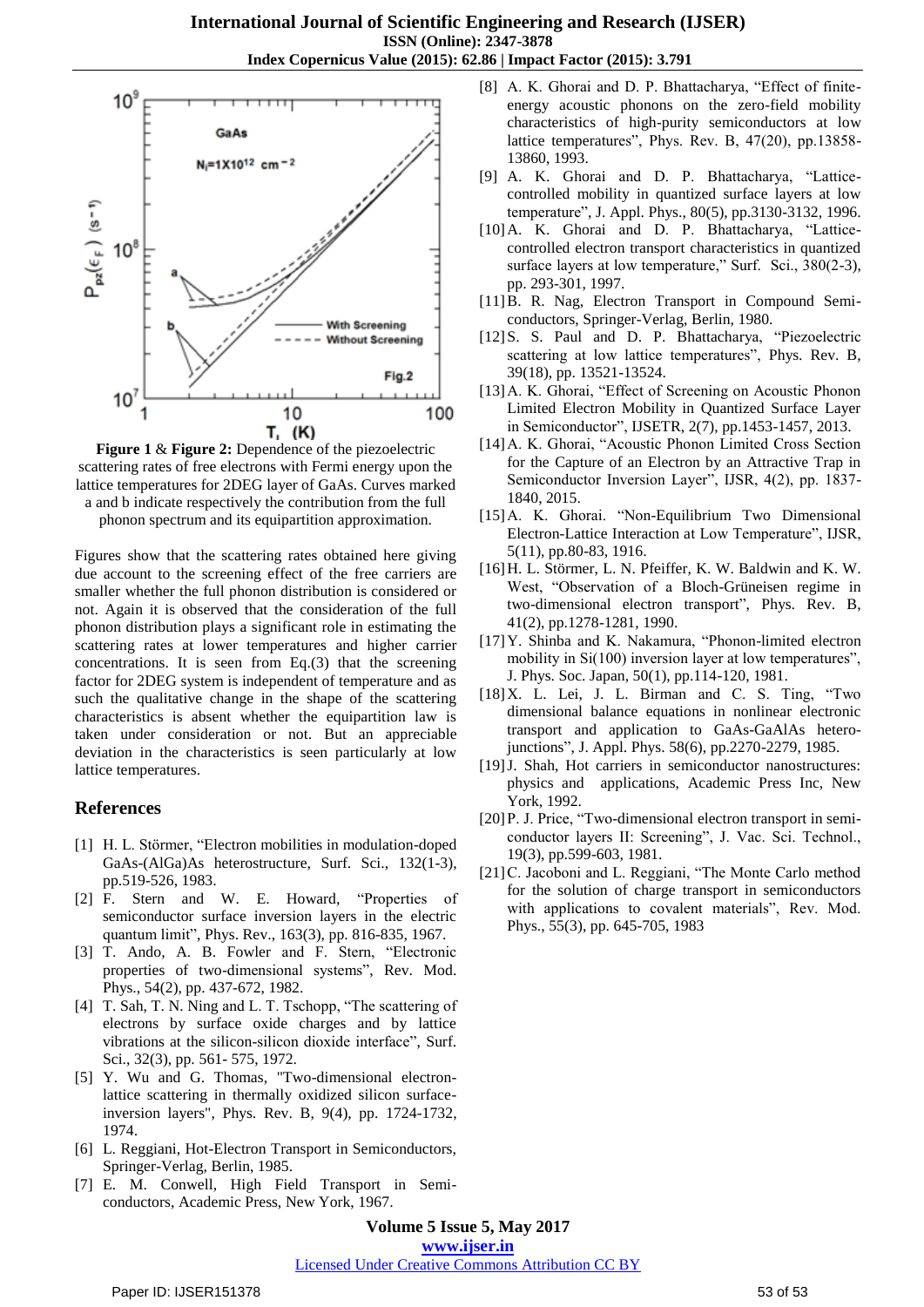GaAs

$N_I = 1 \times 10^{12}$ cm$^{-2}$

$P_{pz}(\epsilon_F)$ (s$^{-1}$)

$10^9$

$10^8$

$10^7$

1

10

100

$T_L$ (K)

a

b

With Screening

Without Screening

Fig.2

**Figure 1** & **Figure 2:** Dependence of the piezoelectric scattering rates of free electrons with Fermi energy upon the lattice temperatures for 2DEG layer of GaAs. Curves marked a and b indicate respectively the contribution from the full phonon spectrum and its equipartition approximation.

Figures show that the scattering rates obtained here giving due account to the screening effect of the free carriers are smaller whether the full phonon distribution is considered or not. Again it is observed that the consideration of the full phonon distribution plays a significant role in estimating the scattering rates at lower temperatures and higher carrier concentrations. It is seen from Eq.(3) that the screening factor for 2DEG system is independent of temperature and as such the qualitative change in the shape of the scattering characteristics is absent whether the equipartition law is taken under consideration or not. But an appreciable deviation in the characteristics is seen particularly at low lattice temperatures.

## References

[1] H. L. Störmer, "Electron mobilities in modulation-doped GaAs-(AlGa)As heterostructure, Surf. Sci., 132(1-3), pp.519-526, 1983.

[2] F. Stern and W. E. Howard, "Properties of semiconductor surface inversion layers in the electric quantum limit", Phys. Rev., 163(3), pp. 816-835, 1967.

[3] T. Ando, A. B. Fowler and F. Stern, "Electronic properties of two-dimensional systems", Rev. Mod. Phys., 54(2), pp. 437-672, 1982.

[4] T. Sah, T. N. Ning and L. T. Tschopp, "The scattering of electrons by surface oxide charges and by lattice vibrations at the silicon-silicon dioxide interface", Surf. Sci., 32(3), pp. 561- 575, 1972.

[5] Y. Wu and G. Thomas, "Two-dimensional electron-lattice scattering in thermally oxidized silicon surface-inversion layers", Phys. Rev. B, 9(4), pp. 1724-1732, 1974.

[6] L. Reggiani, Hot-Electron Transport in Semiconductors, Springer-Verlag, Berlin, 1985.

[7] E. M. Conwell, High Field Transport in Semiconductors, Academic Press, New York, 1967.

[8] A. K. Ghorai and D. P. Bhattacharya, "Effect of finite-energy acoustic phonons on the zero-field mobility characteristics of high-purity semiconductors at low lattice temperatures", Phys. Rev. B, 47(20), pp.13858-13860, 1993.

[9] A. K. Ghorai and D. P. Bhattacharya, "Lattice-controlled mobility in quantized surface layers at low temperature", J. Appl. Phys., 80(5), pp.3130-3132, 1996.

[10] A. K. Ghorai and D. P. Bhattacharya, "Lattice-controlled electron transport characteristics in quantized surface layers at low temperature," Surf. Sci., 380(2-3), pp. 293-301, 1997.

[11] B. R. Nag, Electron Transport in Compound Semi-conductors, Springer-Verlag, Berlin, 1980.

[12] S. S. Paul and D. P. Bhattacharya, "Piezoelectric scattering at low lattice temperatures", Phys. Rev. B, 39(18), pp. 13521-13524.

[13] A. K. Ghorai, "Effect of Screening on Acoustic Phonon Limited Electron Mobility in Quantized Surface Layer in Semiconductor", IJSETR, 2(7), pp.1453-1457, 2013.

[14] A. K. Ghorai, "Acoustic Phonon Limited Cross Section for the Capture of an Electron by an Attractive Trap in Semiconductor Inversion Layer", IJSR, 4(2), pp. 1837-1840, 2015.

[15] A. K. Ghorai. "Non-Equilibrium Two Dimensional Electron-Lattice Interaction at Low Temperature", IJSR, 5(11), pp.80-83, 1916.

[16] H. L. Störmer, L. N. Pfeiffer, K. W. Baldwin and K. W. West, "Observation of a Bloch-Grüneisen regime in two-dimensional electron transport", Phys. Rev. B, 41(2), pp.1278-1281, 1990.

[17] Y. Shinba and K. Nakamura, "Phonon-limited electron mobility in Si(100) inversion layer at low temperatures", J. Phys. Soc. Japan, 50(1), pp.114-120, 1981.

[18] X. L. Lei, J. L. Birman and C. S. Ting, "Two dimensional balance equations in nonlinear electronic transport and application to GaAs-GaAlAs hetero-junctions", J. Appl. Phys. 58(6), pp.2270-2279, 1985.

[19] J. Shah, Hot carriers in semiconductor nanostructures: physics and applications, Academic Press Inc, New York, 1992.

[20] P. J. Price, "Two-dimensional electron transport in semi-conductor layers II: Screening", J. Vac. Sci. Technol., 19(3), pp.599-603, 1981.

[21] C. Jacoboni and L. Reggiani, "The Monte Carlo method for the solution of charge transport in semiconductors with applications to covalent materials", Rev. Mod. Phys., 55(3), pp. 645-705, 1983